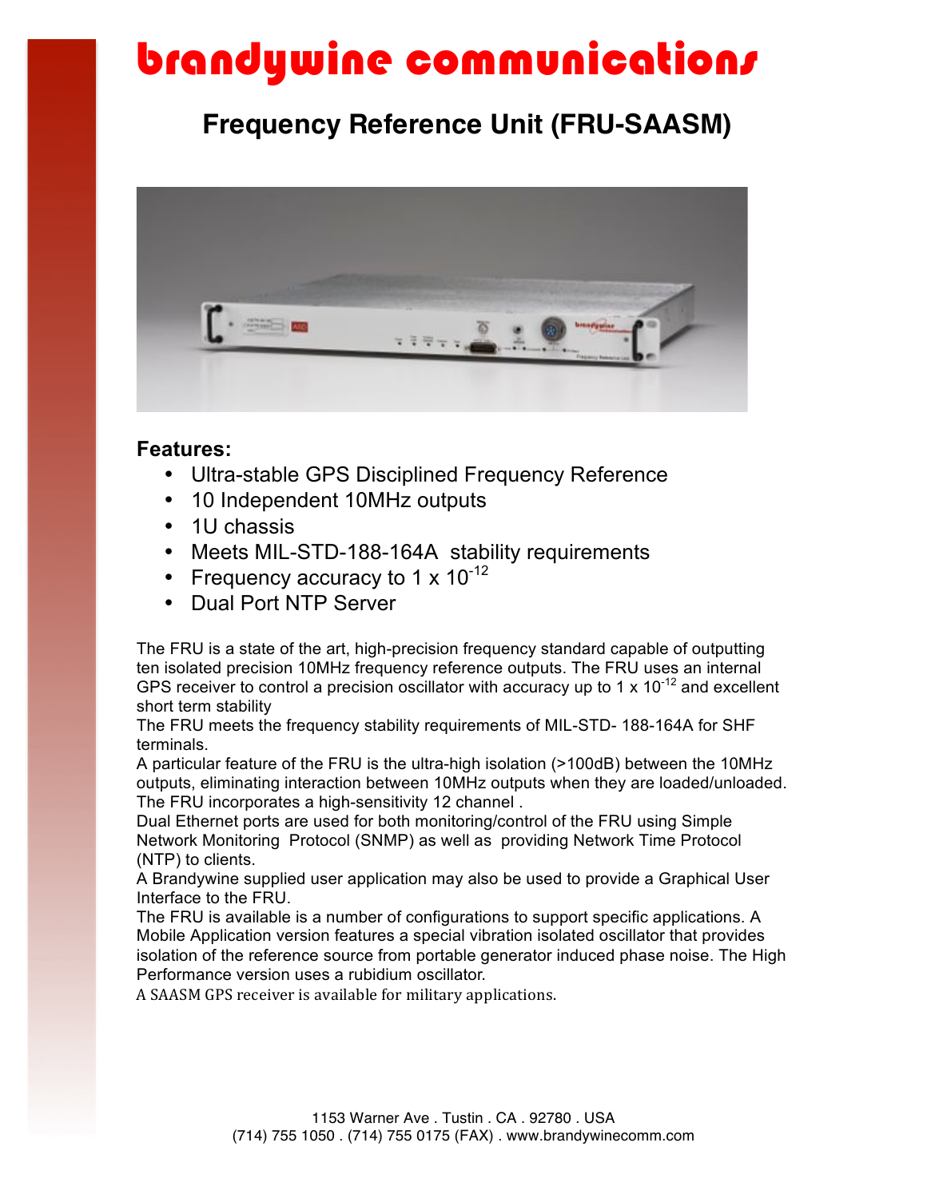# brandywine communications

## Frequency Reference Unit (FRU-SAASM)

**Features:**

- Ultra-stable GPS Disciplined Frequency Reference
- 10 Independent 10MHz outputs
- 1U chassis
- Meets MIL-STD-188-164A stability requirements
- Frequency accuracy to 1 x $10^{-12}$
- Dual Port NTP Server

The FRU is a state of the art, high-precision frequency standard capable of outputting ten isolated precision 10MHz frequency reference outputs. The FRU uses an internal GPS receiver to control a precision oscillator with accuracy up to 1 x $10^{-12}$ and excellent short term stability

The FRU meets the frequency stability requirements of MIL-STD- 188-164A for SHF terminals.

A particular feature of the FRU is the ultra-high isolation (>100dB) between the 10MHz outputs, eliminating interaction between 10MHz outputs when they are loaded/unloaded.

The FRU incorporates a high-sensitivity 12 channel .

Dual Ethernet ports are used for both monitoring/control of the FRU using Simple Network Monitoring Protocol (SNMP) as well as providing Network Time Protocol (NTP) to clients.

A Brandywine supplied user application may also be used to provide a Graphical User Interface to the FRU.

The FRU is available is a number of configurations to support specific applications. A Mobile Application version features a special vibration isolated oscillator that provides isolation of the reference source from portable generator induced phase noise. The High Performance version uses a rubidium oscillator.

A SAASM GPS receiver is available for military applications.

1153 Warner Ave . Tustin . CA . 92780 . USA
(714) 755 1050 . (714) 755 0175 (FAX) . www.brandywinecomm.com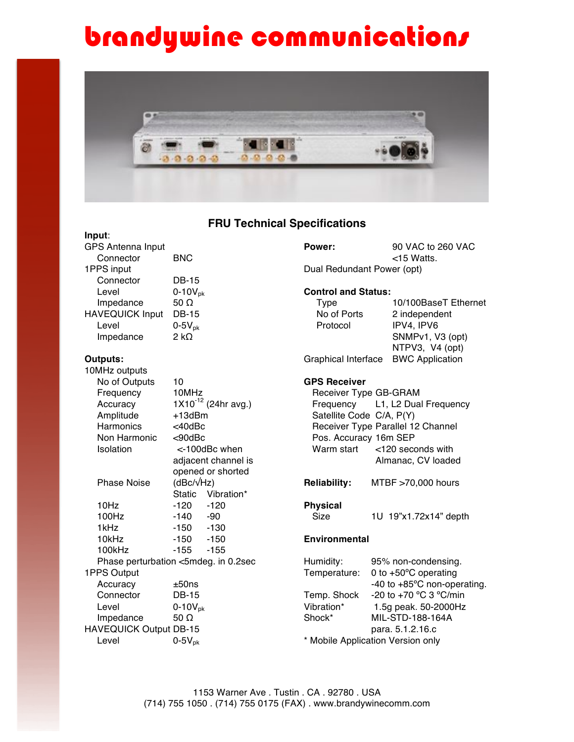# brandywine communications

## FRU Technical Specifications

**Input:**

GPS Antenna Input

| | |
|---|---|
| Connector | BNC |

1PPS input

| | |
|---|---|
| Connector | DB-15 |
| Level | 0-10$V_{pk}$ |
| Impedance | 50 Ω |

| | |
|---|---|
| HAVEQUICK Input | DB-15 |
| Level | 0-5$V_{pk}$ |
| Impedance | 2 kΩ |

**Outputs:**

10MHz outputs

| | | |
|---|---|---|
| No of Outputs | 10 | |
| Frequency | 10MHz | |
| Accuracy | $1X10^{-12}$ (24hr avg.) | |
| Amplitude | +13dBm | |
| Harmonics | <40dBc | |
| Non Harmonic | <90dBc | |
| Isolation | <-100dBc when adjacent channel is opened or shorted | |
| Phase Noise | (dBc/√Hz) | |
| | Static | Vibration* |
| 10Hz | -120 | -120 |
| 100Hz | -140 | -90 |
| 1kHz | -150 | -130 |
| 10kHz | -150 | -150 |
| 100kHz | -155 | -155 |

Phase perturbation <5mdeg. in 0.2sec

1PPS Output

| | |
|---|---|
| Accuracy | ±50ns |
| Connector | DB-15 |
| Level | 0-10$V_{pk}$ |
| Impedance | 50 Ω |

| | |
|---|---|
| HAVEQUICK Output | DB-15 |
| Level | 0-5$V_{pk}$ |

**Power:** 90 VAC to 260 VAC <15 Watts.

Dual Redundant Power (opt)

**Control and Status:**

| | |
|---|---|
| Type | 10/100BaseT Ethernet |
| No of Ports | 2 independent |
| Protocol | IPV4, IPV6<br>SNMPv1, V3 (opt)<br>NTPV3, V4 (opt) |
| Graphical Interface | BWC Application |

**GPS Receiver**

| | |
|---|---|
| Receiver Type | GB-GRAM |
| Frequency | L1, L2 Dual Frequency |
| Satellite Code | C/A, P(Y) |
| Receiver Type | Parallel 12 Channel |
| Pos. Accuracy | 16m SEP |
| Warm start | <120 seconds with Almanac, CV loaded |

**Reliability:** MTBF >70,000 hours

**Physical**

| | |
|---|---|
| Size | 1U 19"x1.72x14" depth |

**Environmental**

| | |
|---|---|
| Humidity: | 95% non-condensing. |
| Temperature: | 0 to +50ºC operating<br>-40 to +85ºC non-operating. |
| Temp. Shock | -20 to +70 ºC 3 ºC/min |
| Vibration* | 1.5g peak. 50-2000Hz |
| Shock* | MIL-STD-188-164A para. 5.1.2.16.c |

* Mobile Application Version only

1153 Warner Ave . Tustin . CA . 92780 . USA
(714) 755 1050 . (714) 755 0175 (FAX) . www.brandywinecomm.com